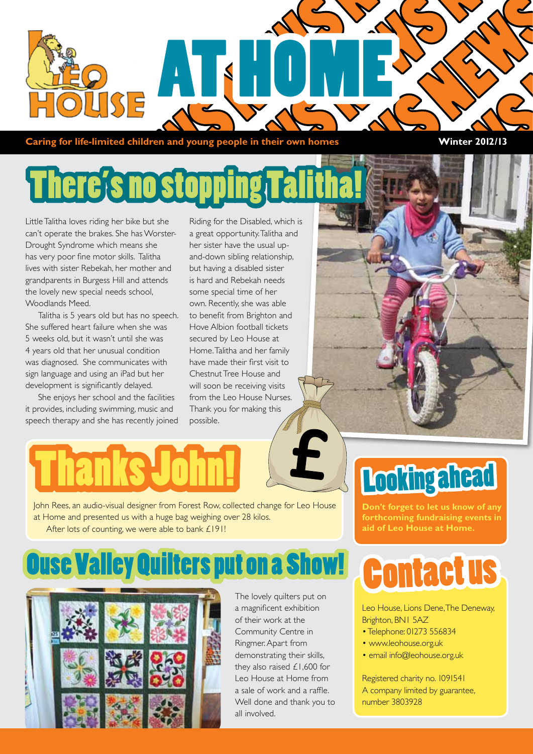# AT HOME

**Caring for life-limited children and young people in their own homes** **Winter 2012/13**

## There's no stopping Talitha!

Little Talitha loves riding her bike but she can't operate the brakes. She has Worster-Drought Syndrome which means she has very poor fine motor skills. Talitha lives with sister Rebekah, her mother and grandparents in Burgess Hill and attends the lovely new special needs school, Woodlands Meed.

Talitha is 5 years old but has no speech. She suffered heart failure when she was 5 weeks old, but it wasn't until she was 4 years old that her unusual condition was diagnosed. She communicates with sign language and using an iPad but her development is significantly delayed.

She enjoys her school and the facilities it provides, including swimming, music and speech therapy and she has recently joined Riding for the Disabled, which is a great opportunity. Talitha and her sister have the usual up-and-down sibling relationship, but having a disabled sister is hard and Rebekah needs some special time of her own. Recently, she was able to benefit from Brighton and Hove Albion football tickets secured by Leo House at Home. Talitha and her family have made their first visit to Chestnut Tree House and will soon be receiving visits from the Leo House Nurses. Thank you for making this possible.

## Thanks John!

John Rees, an audio-visual designer from Forest Row, collected change for Leo House at Home and presented us with a huge bag weighing over 28 kilos.

After lots of counting, we were able to bank £191!

## Looking ahead

**Don't forget to let us know of any forthcoming fundraising events in aid of Leo House at Home.**

## Ouse Valley Quilters put on a Show!

The lovely quilters put on a magnificent exhibition of their work at the Community Centre in Ringmer. Apart from demonstrating their skills, they also raised £1,600 for Leo House at Home from a sale of work and a raffle. Well done and thank you to all involved.

## Contact us

Leo House, Lions Dene, The Deneway, Brighton, BN1 5AZ

- Telephone: 01273 556834
- www.leohouse.org.uk
- email info@leohouse.org.uk

Registered charity no. 1091541
A company limited by guarantee, number 3803928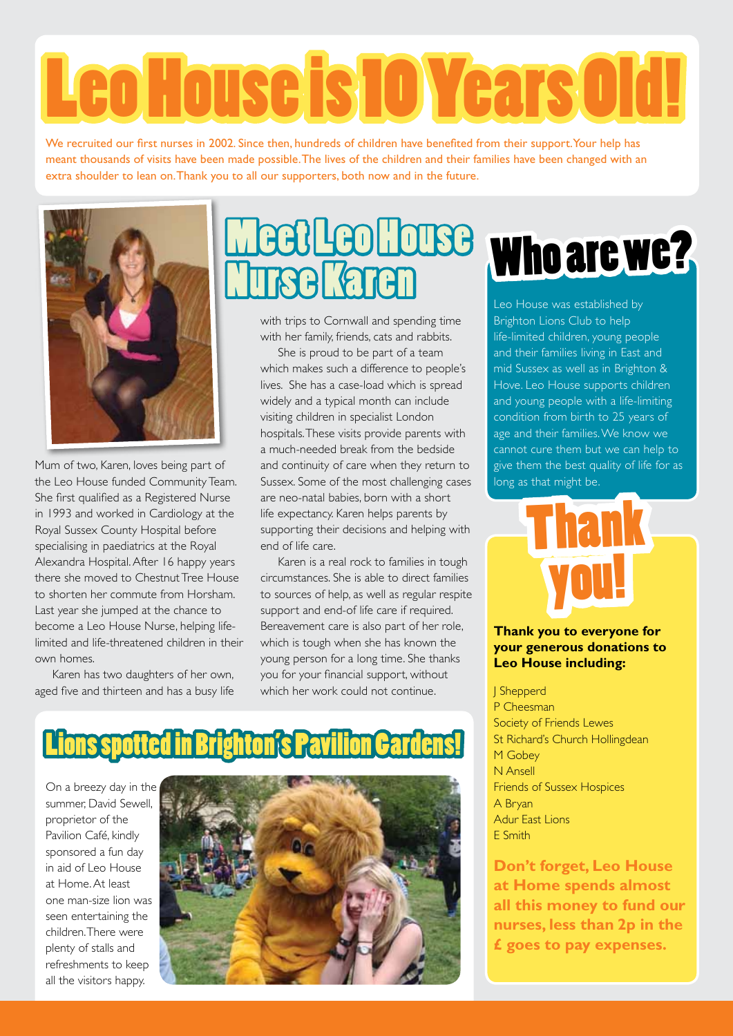# Leo House is 10 Years Old!

We recruited our first nurses in 2002. Since then, hundreds of children have benefited from their support. Your help has meant thousands of visits have been made possible. The lives of the children and their families have been changed with an extra shoulder to lean on. Thank you to all our supporters, both now and in the future.

## Meet Leo House Nurse Karen

Mum of two, Karen, loves being part of the Leo House funded Community Team. She first qualified as a Registered Nurse in 1993 and worked in Cardiology at the Royal Sussex County Hospital before specialising in paediatrics at the Royal Alexandra Hospital. After 16 happy years there she moved to Chestnut Tree House to shorten her commute from Horsham. Last year she jumped at the chance to become a Leo House Nurse, helping life-limited and life-threatened children in their own homes.

Karen has two daughters of her own, aged five and thirteen and has a busy life with trips to Cornwall and spending time with her family, friends, cats and rabbits.

She is proud to be part of a team which makes such a difference to people's lives. She has a case-load which is spread widely and a typical month can include visiting children in specialist London hospitals. These visits provide parents with a much-needed break from the bedside and continuity of care when they return to Sussex. Some of the most challenging cases are neo-natal babies, born with a short life expectancy. Karen helps parents by supporting their decisions and helping with end of life care.

Karen is a real rock to families in tough circumstances. She is able to direct families to sources of help, as well as regular respite support and end-of life care if required. Bereavement care is also part of her role, which is tough when she has known the young person for a long time. She thanks you for your financial support, without which her work could not continue.

## Who are we?

Leo House was established by Brighton Lions Club to help life-limited children, young people and their families living in East and mid Sussex as well as in Brighton & Hove. Leo House supports children and young people with a life-limiting condition from birth to 25 years of age and their families. We know we cannot cure them but we can help to give them the best quality of life for as long as that might be.

## Lions spotted in Brighton's Pavilion Gardens!

On a breezy day in the summer, David Sewell, proprietor of the Pavilion Café, kindly sponsored a fun day in aid of Leo House at Home. At least one man-size lion was seen entertaining the children. There were plenty of stalls and refreshments to keep all the visitors happy.

## Thank you!

**Thank you to everyone for your generous donations to Leo House including:**

J Shepperd
P Cheesman
Society of Friends Lewes
St Richard's Church Hollingdean
M Gobey
N Ansell
Friends of Sussex Hospices
A Bryan
Adur East Lions
E Smith

**Don't forget, Leo House at Home spends almost all this money to fund our nurses, less than 2p in the £ goes to pay expenses.**